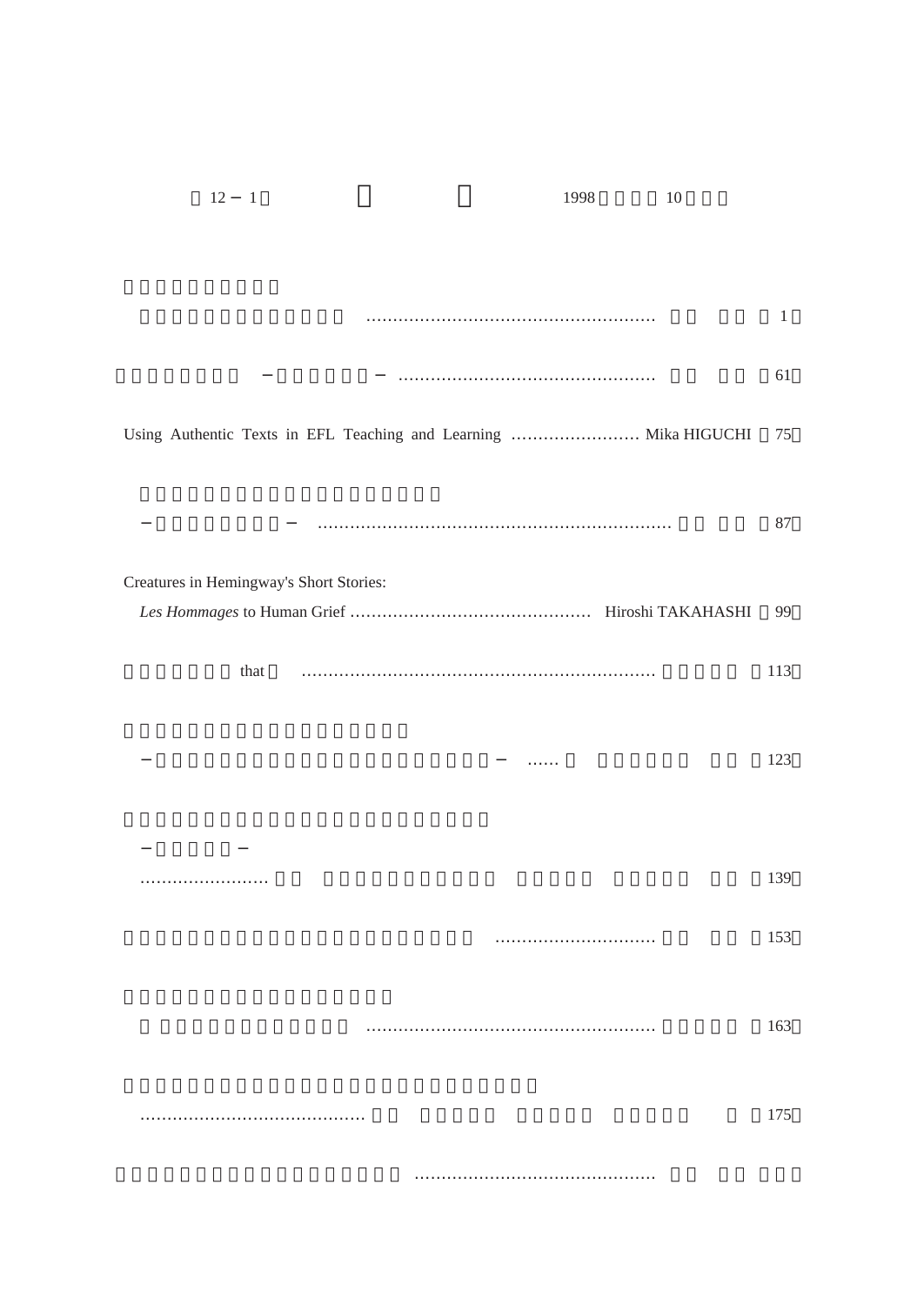12 − 1　　1998　10

…………………………………………………… 1

− − …………………………………………… 61

Using Authentic Texts in EFL Teaching and Learning …………………… Mika HIGUCHI 75

− − ………………………………………………………… 87

Creatures in Hemingway's Short Stories:
*Les Hommages* to Human Grief ……………………………………… Hiroshi TAKAHASHI 99

that ………………………………………………………… 113

− − …… 123

− −
…………………… 139

………………………… 153

…………………………………………………… 163

…………………………………… 175

……………………………………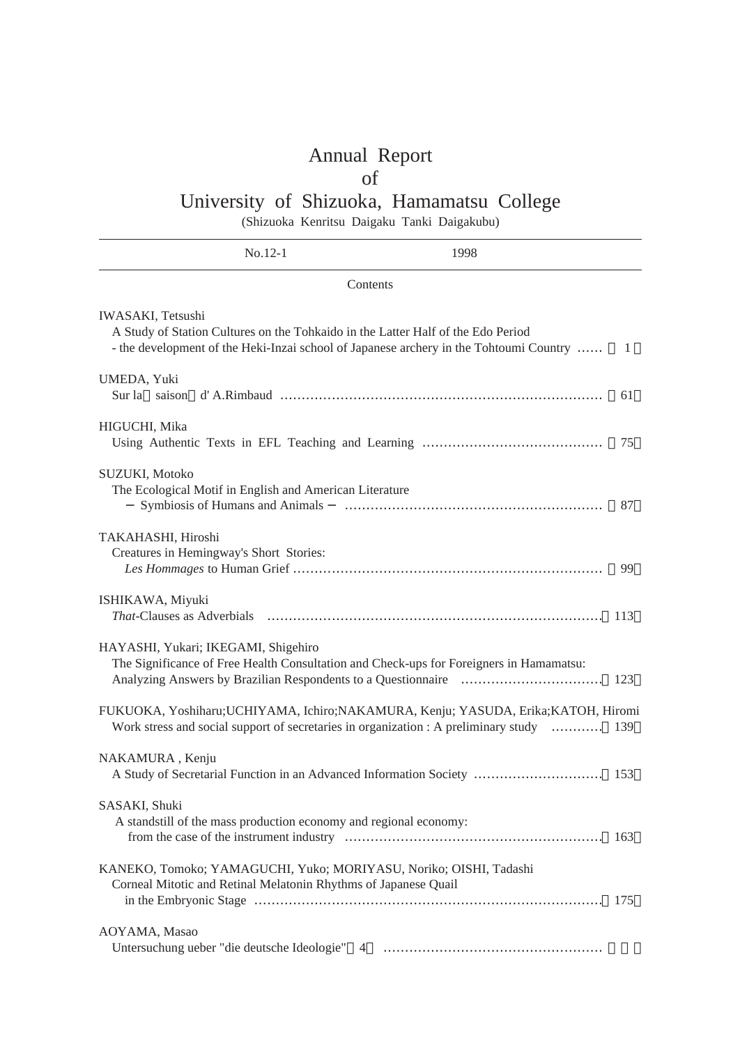# Annual Report of University of Shizuoka, Hamamatsu College

(Shizuoka Kenritsu Daigaku Tanki Daigakubu)

No.12-1 1998

## Contents

IWASAKI, Tetsushi
A Study of Station Cultures on the Tohkaido in the Latter Half of the Edo Period
- the development of the Heki-Inzai school of Japanese archery in the Tohtoumi Country …… 1

UMEDA, Yuki
Sur la saison d' A.Rimbaud ……………………………………………………………… 61

HIGUCHI, Mika
Using Authentic Texts in EFL Teaching and Learning …………………………………… 75

SUZUKI, Motoko
The Ecological Motif in English and American Literature
− Symbiosis of Humans and Animals − …………………………………………………… 87

TAKAHASHI, Hiroshi
Creatures in Hemingway's Short Stories:
*Les Hommages* to Human Grief ………………………………………………………………… 99

ISHIKAWA, Miyuki
*That*-Clauses as Adverbials ……………………………………………………………………… 113

HAYASHI, Yukari; IKEGAMI, Shigehiro
The Significance of Free Health Consultation and Check-ups for Foreigners in Hamamatsu:
Analyzing Answers by Brazilian Respondents to a Questionnaire …………………………… 123

FUKUOKA, Yoshiharu;UCHIYAMA, Ichiro;NAKAMURA, Kenju; YASUDA, Erika;KATOH, Hiromi
Work stress and social support of secretaries in organization : A preliminary study ………… 139

NAKAMURA , Kenju
A Study of Secretarial Function in an Advanced Information Society ………………………… 153

SASAKI, Shuki
A standstill of the mass production economy and regional economy:
from the case of the instrument industry …………………………………………………… 163

KANEKO, Tomoko; YAMAGUCHI, Yuko; MORIYASU, Noriko; OISHI, Tadashi
Corneal Mitotic and Retinal Melatonin Rhythms of Japanese Quail
in the Embryonic Stage ………………………………………………………………………… 175

AOYAMA, Masao
Untersuchung ueber "die deutsche Ideologie" 4 ……………………………………………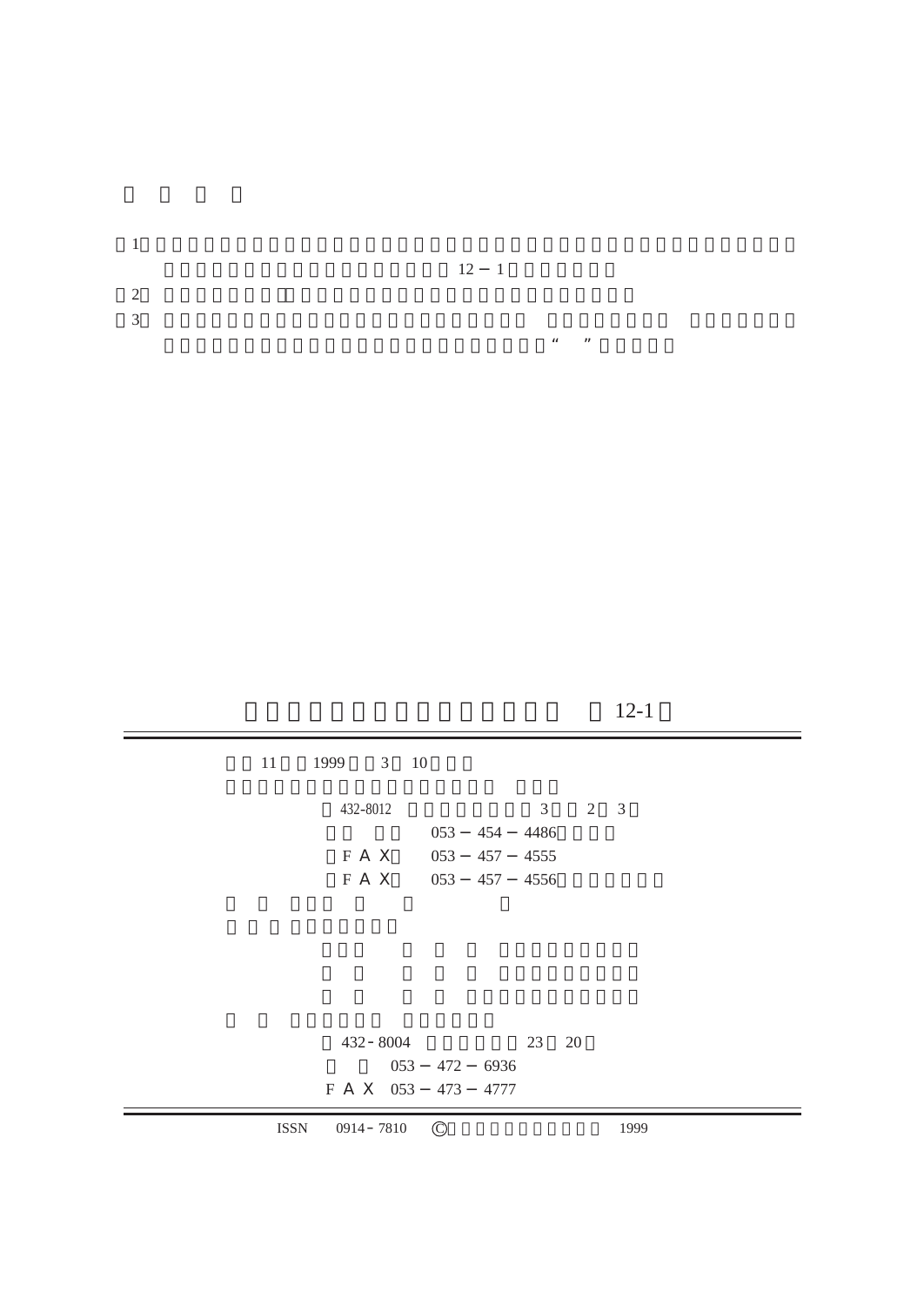1
12 − 1

2

3
“ ”

12-1

11 1999 3 10

432-8012 3 2 3

053 − 454 − 4486

F Ａ Ｘ 053 − 457 − 4555

F Ａ Ｘ 053 − 457 − 4556

432 - 8004 23 20

053 − 472 − 6936

F Ａ Ｘ 053 − 473 − 4777

ISSN 0914 - 7810 © 1999